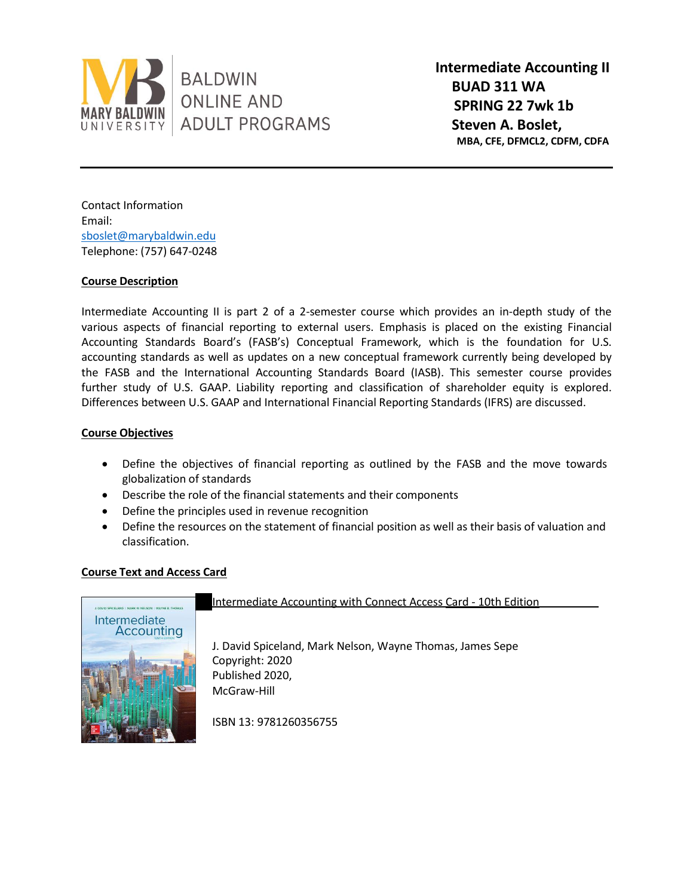BALDWIN ONLINE AND ADULT PROGRAMS

**Intermediate Accounting II**
**BUAD 311 WA**
**SPRING 22 7wk 1b**
**Steven A. Boslet,**
**MBA, CFE, DFMCL2, CDFM, CDFA**

Contact Information
Email:
sboslet@marybaldwin.edu
Telephone: (757) 647-0248

## Course Description

Intermediate Accounting II is part 2 of a 2-semester course which provides an in-depth study of the various aspects of financial reporting to external users. Emphasis is placed on the existing Financial Accounting Standards Board's (FASB's) Conceptual Framework, which is the foundation for U.S. accounting standards as well as updates on a new conceptual framework currently being developed by the FASB and the International Accounting Standards Board (IASB). This semester course provides further study of U.S. GAAP. Liability reporting and classification of shareholder equity is explored. Differences between U.S. GAAP and International Financial Reporting Standards (IFRS) are discussed.

## Course Objectives

- Define the objectives of financial reporting as outlined by the FASB and the move towards globalization of standards
- Describe the role of the financial statements and their components
- Define the principles used in revenue recognition
- Define the resources on the statement of financial position as well as their basis of valuation and classification.

## Course Text and Access Card

Intermediate Accounting with Connect Access Card - 10th Edition

J. David Spiceland, Mark Nelson, Wayne Thomas, James Sepe
Copyright: 2020
Published 2020,
McGraw-Hill

ISBN 13: 9781260356755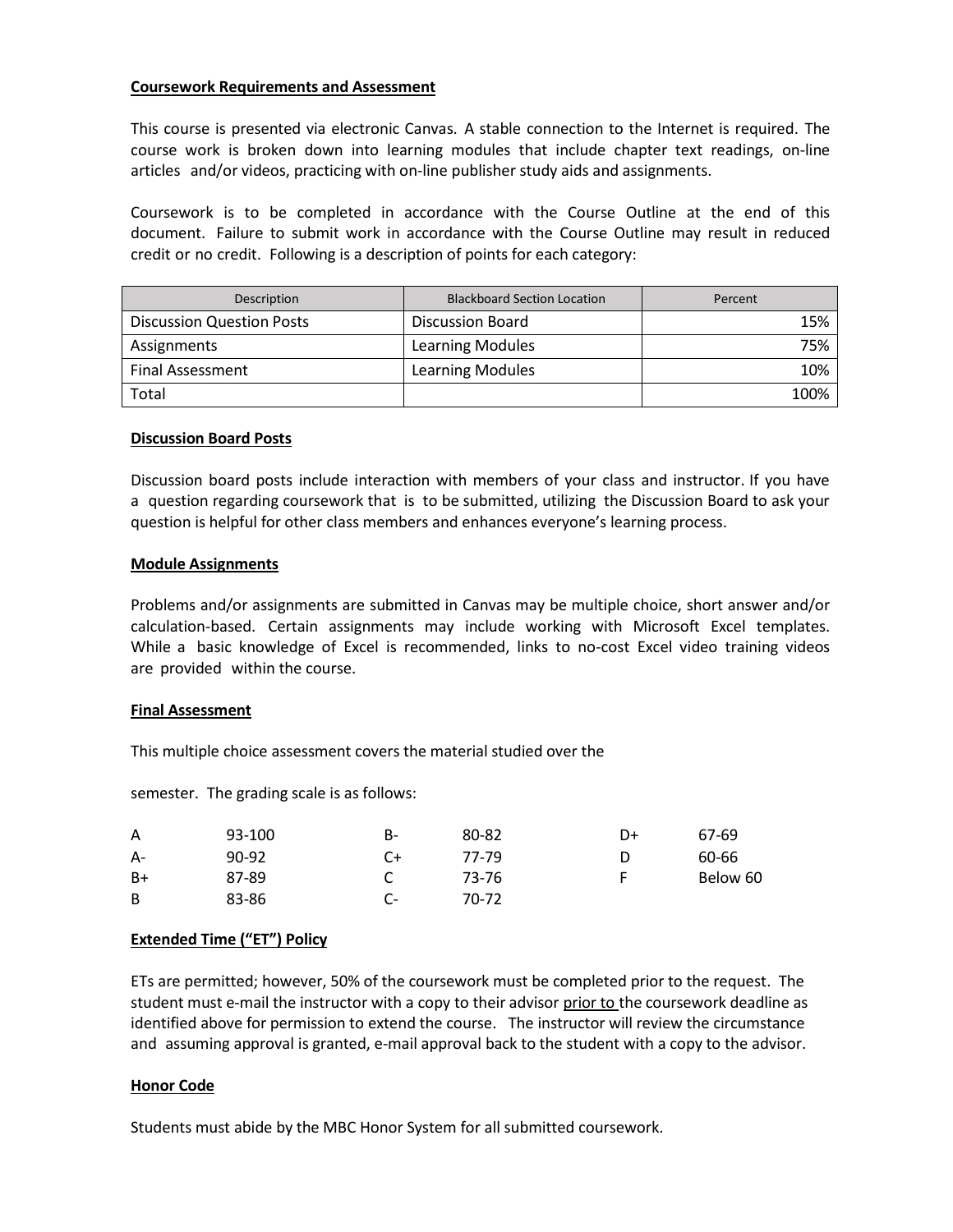**Coursework Requirements and Assessment**

This course is presented via electronic Canvas. A stable connection to the Internet is required. The course work is broken down into learning modules that include chapter text readings, on-line articles and/or videos, practicing with on-line publisher study aids and assignments.

Coursework is to be completed in accordance with the Course Outline at the end of this document. Failure to submit work in accordance with the Course Outline may result in reduced credit or no credit. Following is a description of points for each category:

| Description | Blackboard Section Location | Percent |
|---|---|---|
| Discussion Question Posts | Discussion Board | 15% |
| Assignments | Learning Modules | 75% |
| Final Assessment | Learning Modules | 10% |
| Total | | 100% |

**Discussion Board Posts**

Discussion board posts include interaction with members of your class and instructor. If you have a question regarding coursework that is to be submitted, utilizing the Discussion Board to ask your question is helpful for other class members and enhances everyone's learning process.

**Module Assignments**

Problems and/or assignments are submitted in Canvas may be multiple choice, short answer and/or calculation-based. Certain assignments may include working with Microsoft Excel templates. While a basic knowledge of Excel is recommended, links to no-cost Excel video training videos are provided within the course.

**Final Assessment**

This multiple choice assessment covers the material studied over the

semester. The grading scale is as follows:

| | | | | | |
|---|---|---|---|---|---|
| A | 93-100 | B- | 80-82 | D+ | 67-69 |
| A- | 90-92 | C+ | 77-79 | D | 60-66 |
| B+ | 87-89 | C | 73-76 | F | Below 60 |
| B | 83-86 | C- | 70-72 | | |

**Extended Time ("ET") Policy**

ETs are permitted; however, 50% of the coursework must be completed prior to the request. The student must e-mail the instructor with a copy to their advisor prior to the coursework deadline as identified above for permission to extend the course. The instructor will review the circumstance and assuming approval is granted, e-mail approval back to the student with a copy to the advisor.

**Honor Code**

Students must abide by the MBC Honor System for all submitted coursework.